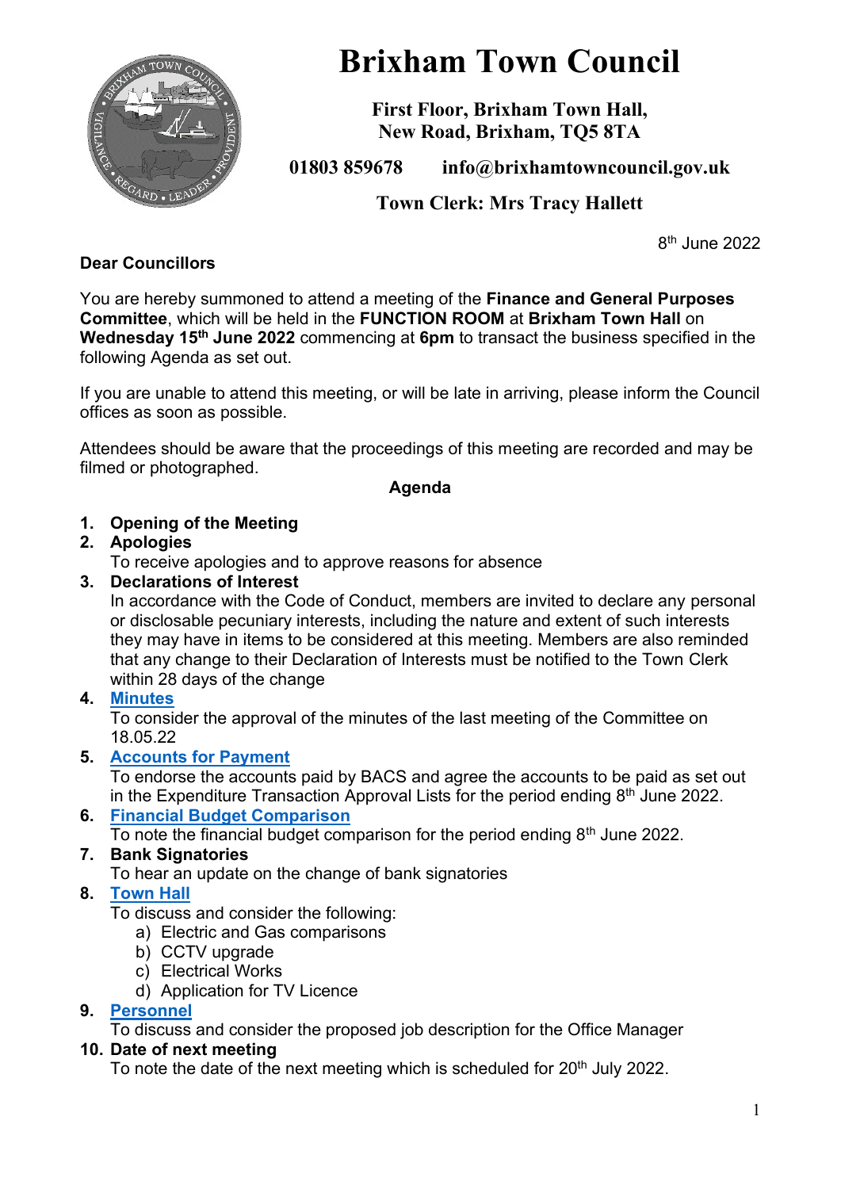# Brixham Town Council

**First Floor, Brixham Town Hall,**
**New Road, Brixham, TQ5 8TA**

**01803 859678 info@brixhamtowncouncil.gov.uk**

**Town Clerk: Mrs Tracy Hallett**

8th June 2022

**Dear Councillors**

You are hereby summoned to attend a meeting of the **Finance and General Purposes Committee**, which will be held in the **FUNCTION ROOM** at **Brixham Town Hall** on **Wednesday 15th June 2022** commencing at **6pm** to transact the business specified in the following Agenda as set out.

If you are unable to attend this meeting, or will be late in arriving, please inform the Council offices as soon as possible.

Attendees should be aware that the proceedings of this meeting are recorded and may be filmed or photographed.

**Agenda**

1. **Opening of the Meeting**
2. **Apologies**
   To receive apologies and to approve reasons for absence
3. **Declarations of Interest**
   In accordance with the Code of Conduct, members are invited to declare any personal or disclosable pecuniary interests, including the nature and extent of such interests they may have in items to be considered at this meeting. Members are also reminded that any change to their Declaration of Interests must be notified to the Town Clerk within 28 days of the change
4. **Minutes**
   To consider the approval of the minutes of the last meeting of the Committee on 18.05.22
5. **Accounts for Payment**
   To endorse the accounts paid by BACS and agree the accounts to be paid as set out in the Expenditure Transaction Approval Lists for the period ending 8th June 2022.
6. **Financial Budget Comparison**
   To note the financial budget comparison for the period ending 8th June 2022.
7. **Bank Signatories**
   To hear an update on the change of bank signatories
8. **Town Hall**
   To discuss and consider the following:
   a) Electric and Gas comparisons
   b) CCTV upgrade
   c) Electrical Works
   d) Application for TV Licence
9. **Personnel**
   To discuss and consider the proposed job description for the Office Manager
10. **Date of next meeting**
    To note the date of the next meeting which is scheduled for 20th July 2022.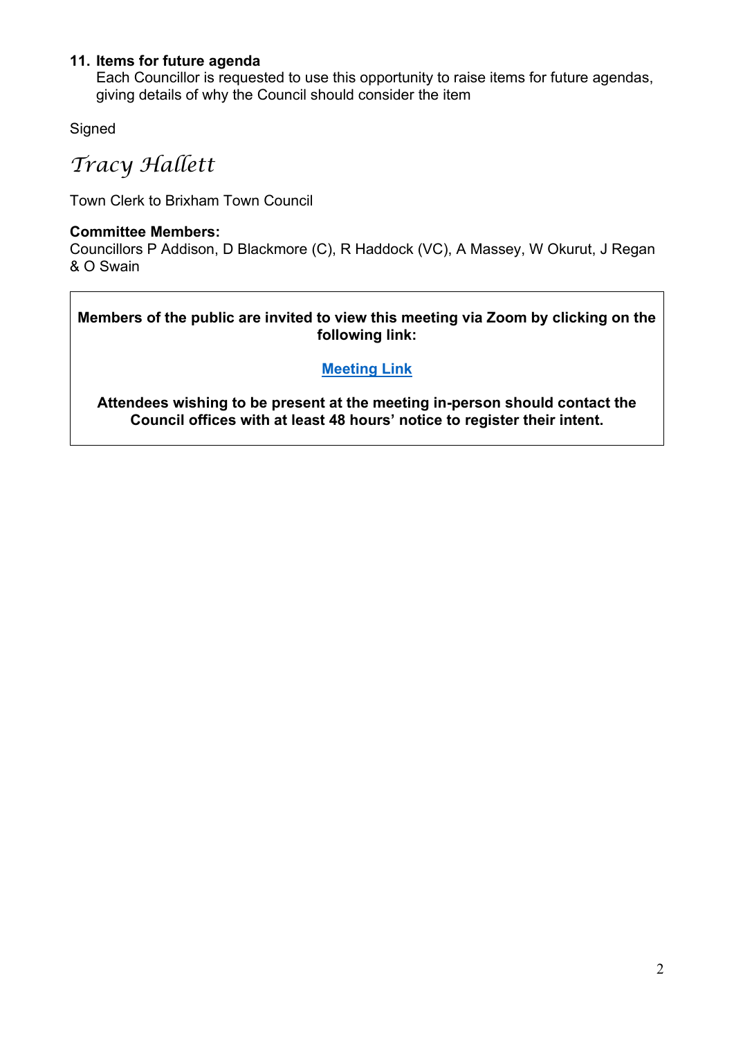**11. Items for future agenda**

Each Councillor is requested to use this opportunity to raise items for future agendas, giving details of why the Council should consider the item

Signed

*Tracy Hallett*

Town Clerk to Brixham Town Council

**Committee Members:**
Councillors P Addison, D Blackmore (C), R Haddock (VC), A Massey, W Okurut, J Regan & O Swain

**Members of the public are invited to view this meeting via Zoom by clicking on the following link:**

**Meeting Link**

**Attendees wishing to be present at the meeting in-person should contact the Council offices with at least 48 hours' notice to register their intent.**